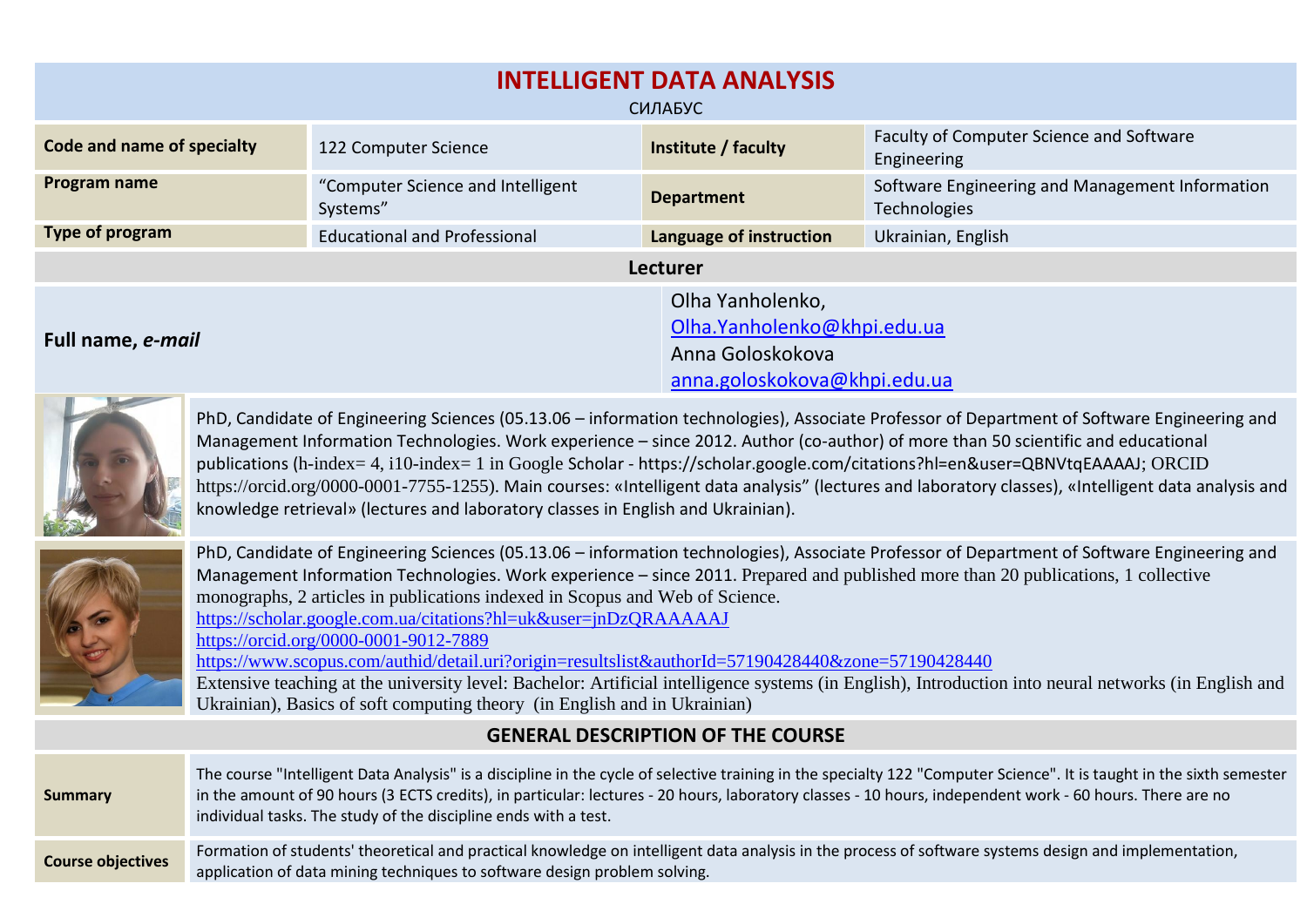# INTELLIGENT DATA ANALYSIS

СИЛАБУС

| Code and name of specialty | 122 Computer Science | Institute / faculty | Faculty of Computer Science and Software Engineering |
|---|---|---|---|
| Program name | "Computer Science and Intelligent Systems" | Department | Software Engineering and Management Information Technologies |
| Type of program | Educational and Professional | Language of instruction | Ukrainian, English |

## Lecturer

| **Full name, *e-mail*** | Olha Yanholenko, Olha.Yanholenko@khpi.edu.ua<br>Anna Goloskokova<br>anna.goloskokova@khpi.edu.ua |
|---|---|

PhD, Candidate of Engineering Sciences (05.13.06 – information technologies), Associate Professor of Department of Software Engineering and Management Information Technologies. Work experience – since 2012. Author (co-author) of more than 50 scientific and educational publications (h-index= 4, i10-index= 1 in Google Scholar - https://scholar.google.com/citations?hl=en&user=QBNVtqEAAAAJ; ORCID https://orcid.org/0000-0001-7755-1255). Main courses: «Intelligent data analysis" (lectures and laboratory classes), «Intelligent data analysis and knowledge retrieval» (lectures and laboratory classes in English and Ukrainian).

PhD, Candidate of Engineering Sciences (05.13.06 – information technologies), Associate Professor of Department of Software Engineering and Management Information Technologies. Work experience – since 2011. Prepared and published more than 20 publications, 1 collective monographs, 2 articles in publications indexed in Scopus and Web of Science.
https://scholar.google.com.ua/citations?hl=uk&user=jnDzQRAAAAAJ
https://orcid.org/0000-0001-9012-7889
https://www.scopus.com/authid/detail.uri?origin=resultslist&authorId=57190428440&zone=57190428440
Extensive teaching at the university level: Bachelor: Artificial intelligence systems (in English), Introduction into neural networks (in English and Ukrainian), Basics of soft computing theory (in English and in Ukrainian)

## GENERAL DESCRIPTION OF THE COURSE

| **Summary** | The course "Intelligent Data Analysis" is a discipline in the cycle of selective training in the specialty 122 "Computer Science". It is taught in the sixth semester in the amount of 90 hours (3 ECTS credits), in particular: lectures - 20 hours, laboratory classes - 10 hours, independent work - 60 hours. There are no individual tasks. The study of the discipline ends with a test. |
|---|---|
| **Course objectives** | Formation of students' theoretical and practical knowledge on intelligent data analysis in the process of software systems design and implementation, application of data mining techniques to software design problem solving. |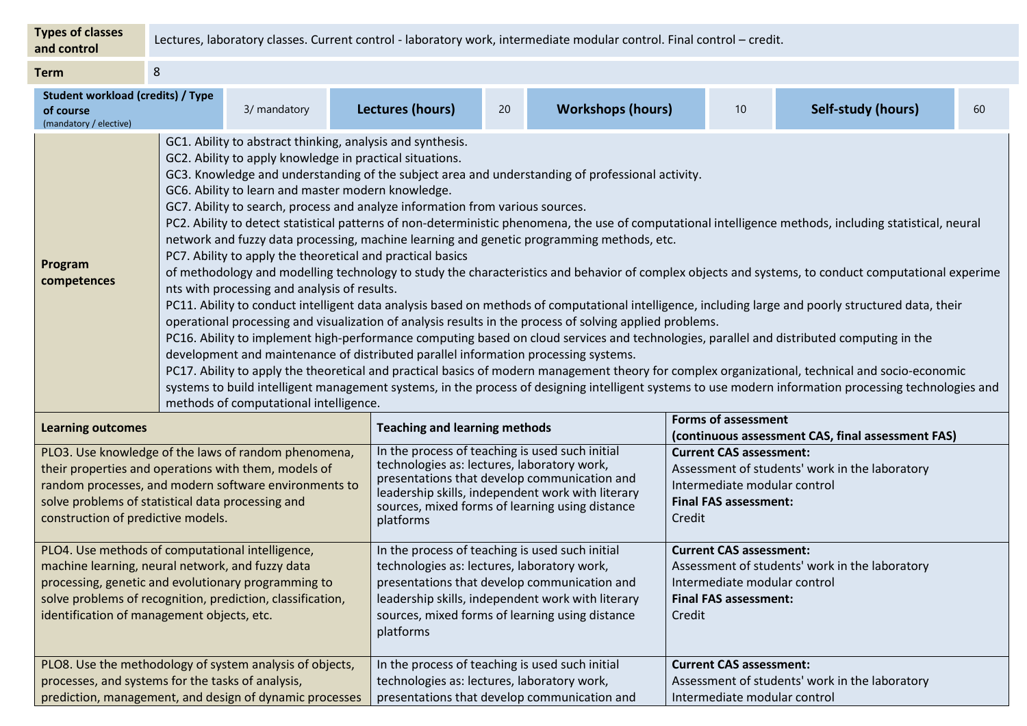| Types of classes and control | Lectures, laboratory classes. Current control - laboratory work, intermediate modular control. Final control – credit. | | | | | | |
|---|---|---|---|---|---|---|---|
| **Term** | 8 | | | | | | |
| **Student workload (credits) / Type of course** (mandatory / elective) | 3/ mandatory | **Lectures (hours)** | 20 | **Workshops (hours)** | 10 | **Self-study (hours)** | 60 |
| **Program competences** | GC1. Ability to abstract thinking, analysis and synthesis.<br>GC2. Ability to apply knowledge in practical situations.<br>GC3. Knowledge and understanding of the subject area and understanding of professional activity.<br>GC6. Ability to learn and master modern knowledge.<br>GC7. Ability to search, process and analyze information from various sources.<br>PC2. Ability to detect statistical patterns of non-deterministic phenomena, the use of computational intelligence methods, including statistical, neural network and fuzzy data processing, machine learning and genetic programming methods, etc.<br>PC7. Ability to apply the theoretical and practical basics of methodology and modelling technology to study the characteristics and behavior of complex objects and systems, to conduct computational experime nts with processing and analysis of results.<br>PC11. Ability to conduct intelligent data analysis based on methods of computational intelligence, including large and poorly structured data, their operational processing and visualization of analysis results in the process of solving applied problems.<br>PC16. Ability to implement high-performance computing based on cloud services and technologies, parallel and distributed computing in the development and maintenance of distributed parallel information processing systems.<br>PC17. Ability to apply the theoretical and practical basics of modern management theory for complex organizational, technical and socio-economic systems to build intelligent management systems, in the process of designing intelligent systems to use modern information processing technologies and methods of computational intelligence. | | | | | | |

| **Learning outcomes** | **Teaching and learning methods** | **Forms of assessment (continuous assessment CAS, final assessment FAS)** |
|---|---|---|
| PLO3. Use knowledge of the laws of random phenomena, their properties and operations with them, models of random processes, and modern software environments to solve problems of statistical data processing and construction of predictive models. | In the process of teaching is used such initial technologies as: lectures, laboratory work, presentations that develop communication and leadership skills, independent work with literary sources, mixed forms of learning using distance platforms | **Current CAS assessment:**<br>Assessment of students' work in the laboratory<br>Intermediate modular control<br>**Final FAS assessment:**<br>Credit |
| PLO4. Use methods of computational intelligence, machine learning, neural network, and fuzzy data processing, genetic and evolutionary programming to solve problems of recognition, prediction, classification, identification of management objects, etc. | In the process of teaching is used such initial technologies as: lectures, laboratory work, presentations that develop communication and leadership skills, independent work with literary sources, mixed forms of learning using distance platforms | **Current CAS assessment:**<br>Assessment of students' work in the laboratory<br>Intermediate modular control<br>**Final FAS assessment:**<br>Credit |
| PLO8. Use the methodology of system analysis of objects, processes, and systems for the tasks of analysis, prediction, management, and design of dynamic processes | In the process of teaching is used such initial technologies as: lectures, laboratory work, presentations that develop communication and | **Current CAS assessment:**<br>Assessment of students' work in the laboratory<br>Intermediate modular control |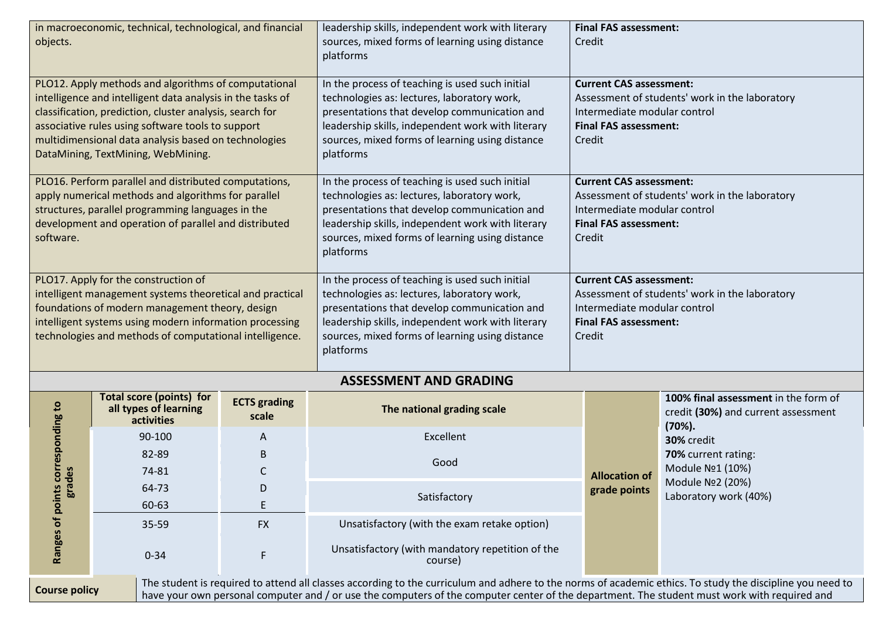| | | |
|---|---|---|
| in macroeconomic, technical, technological, and financial objects. | leadership skills, independent work with literary sources, mixed forms of learning using distance platforms | **Final FAS assessment:** Credit |
| PLO12. Apply methods and algorithms of computational intelligence and intelligent data analysis in the tasks of classification, prediction, cluster analysis, search for associative rules using software tools to support multidimensional data analysis based on technologies DataMining, TextMining, WebMining. | In the process of teaching is used such initial technologies as: lectures, laboratory work, presentations that develop communication and leadership skills, independent work with literary sources, mixed forms of learning using distance platforms | **Current CAS assessment:** Assessment of students' work in the laboratory Intermediate modular control **Final FAS assessment:** Credit |
| PLO16. Perform parallel and distributed computations, apply numerical methods and algorithms for parallel structures, parallel programming languages in the development and operation of parallel and distributed software. | In the process of teaching is used such initial technologies as: lectures, laboratory work, presentations that develop communication and leadership skills, independent work with literary sources, mixed forms of learning using distance platforms | **Current CAS assessment:** Assessment of students' work in the laboratory Intermediate modular control **Final FAS assessment:** Credit |
| PLO17. Apply for the construction of intelligent management systems theoretical and practical foundations of modern management theory, design intelligent systems using modern information processing technologies and methods of computational intelligence. | In the process of teaching is used such initial technologies as: lectures, laboratory work, presentations that develop communication and leadership skills, independent work with literary sources, mixed forms of learning using distance platforms | **Current CAS assessment:** Assessment of students' work in the laboratory Intermediate modular control **Final FAS assessment:** Credit |

## ASSESSMENT AND GRADING

| Ranges of points corresponding to grades | Total score (points) for all types of learning activities | ECTS grading scale | The national grading scale | Allocation of grade points | |
|---|---|---|---|---|---|
| | 90-100 | A | Excellent | | **100% final assessment** in the form of credit **(30%)** and current assessment **(70%).** **30%** credit **70%** current rating: Module №1 (10%) Module №2 (20%) Laboratory work (40%) |
| | 82-89 | B | Good | | |
| | 74-81 | C | | | |
| | 64-73 | D | Satisfactory | | |
| | 60-63 | E | | | |
| | 35-59 | FX | Unsatisfactory (with the exam retake option) | | |
| | 0-34 | F | Unsatisfactory (with mandatory repetition of the course) | | |

| | |
|---|---|
| **Course policy** | The student is required to attend all classes according to the curriculum and adhere to the norms of academic ethics. To study the discipline you need to have your own personal computer and / or use the computers of the computer center of the department. The student must work with required and |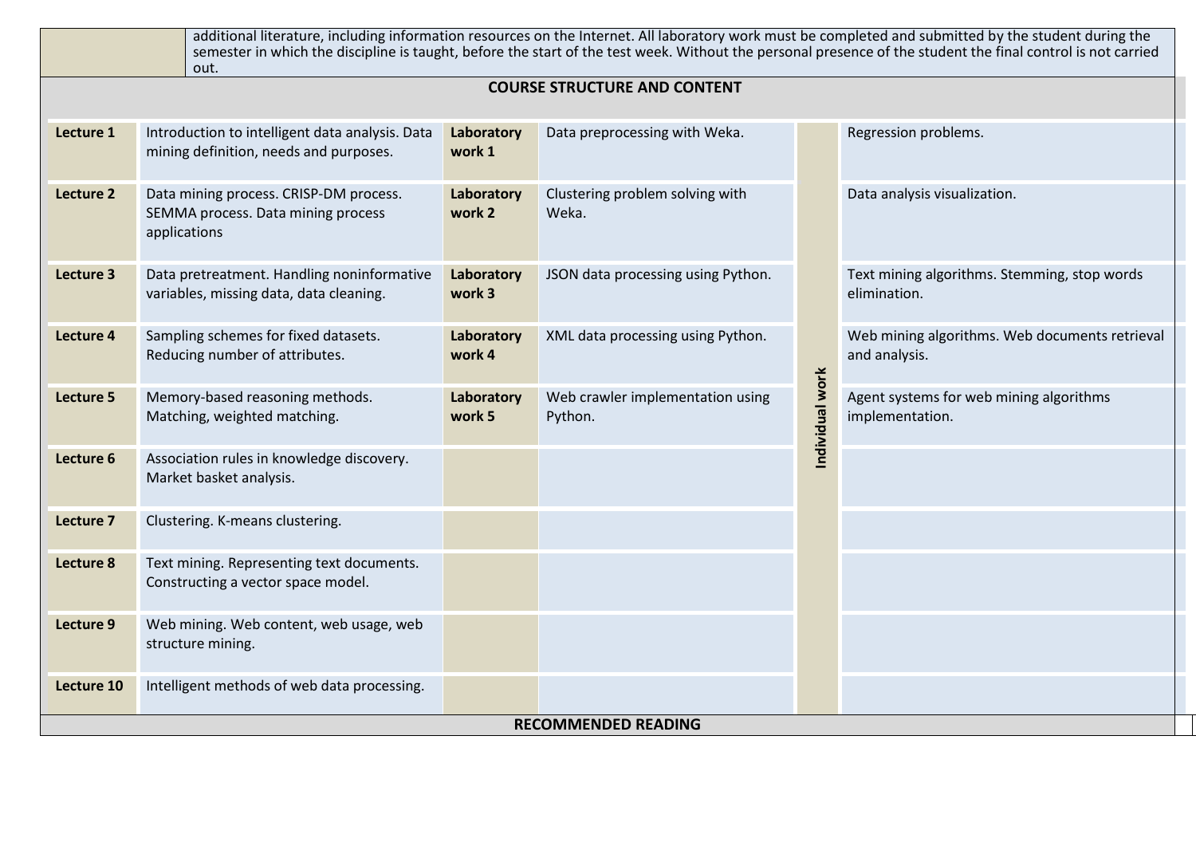| | |
|---|---|
| | additional literature, including information resources on the Internet. All laboratory work must be completed and submitted by the student during the semester in which the discipline is taught, before the start of the test week. Without the personal presence of the student the final control is not carried out. |

## COURSE STRUCTURE AND CONTENT

| | | | | | |
|---|---|---|---|---|---|
| **Lecture 1** | Introduction to intelligent data analysis. Data mining definition, needs and purposes. | **Laboratory work 1** | Data preprocessing with Weka. | **Individual work** | Regression problems. |
| **Lecture 2** | Data mining process. CRISP-DM process. SEMMA process. Data mining process applications | **Laboratory work 2** | Clustering problem solving with Weka. | | Data analysis visualization. |
| **Lecture 3** | Data pretreatment. Handling noninformative variables, missing data, data cleaning. | **Laboratory work 3** | JSON data processing using Python. | | Text mining algorithms. Stemming, stop words elimination. |
| **Lecture 4** | Sampling schemes for fixed datasets. Reducing number of attributes. | **Laboratory work 4** | XML data processing using Python. | | Web mining algorithms. Web documents retrieval and analysis. |
| **Lecture 5** | Memory-based reasoning methods. Matching, weighted matching. | **Laboratory work 5** | Web crawler implementation using Python. | | Agent systems for web mining algorithms implementation. |
| **Lecture 6** | Association rules in knowledge discovery. Market basket analysis. | | | | |
| **Lecture 7** | Clustering. K-means clustering. | | | | |
| **Lecture 8** | Text mining. Representing text documents. Constructing a vector space model. | | | | |
| **Lecture 9** | Web mining. Web content, web usage, web structure mining. | | | | |
| **Lecture 10** | Intelligent methods of web data processing. | | | | |

## RECOMMENDED READING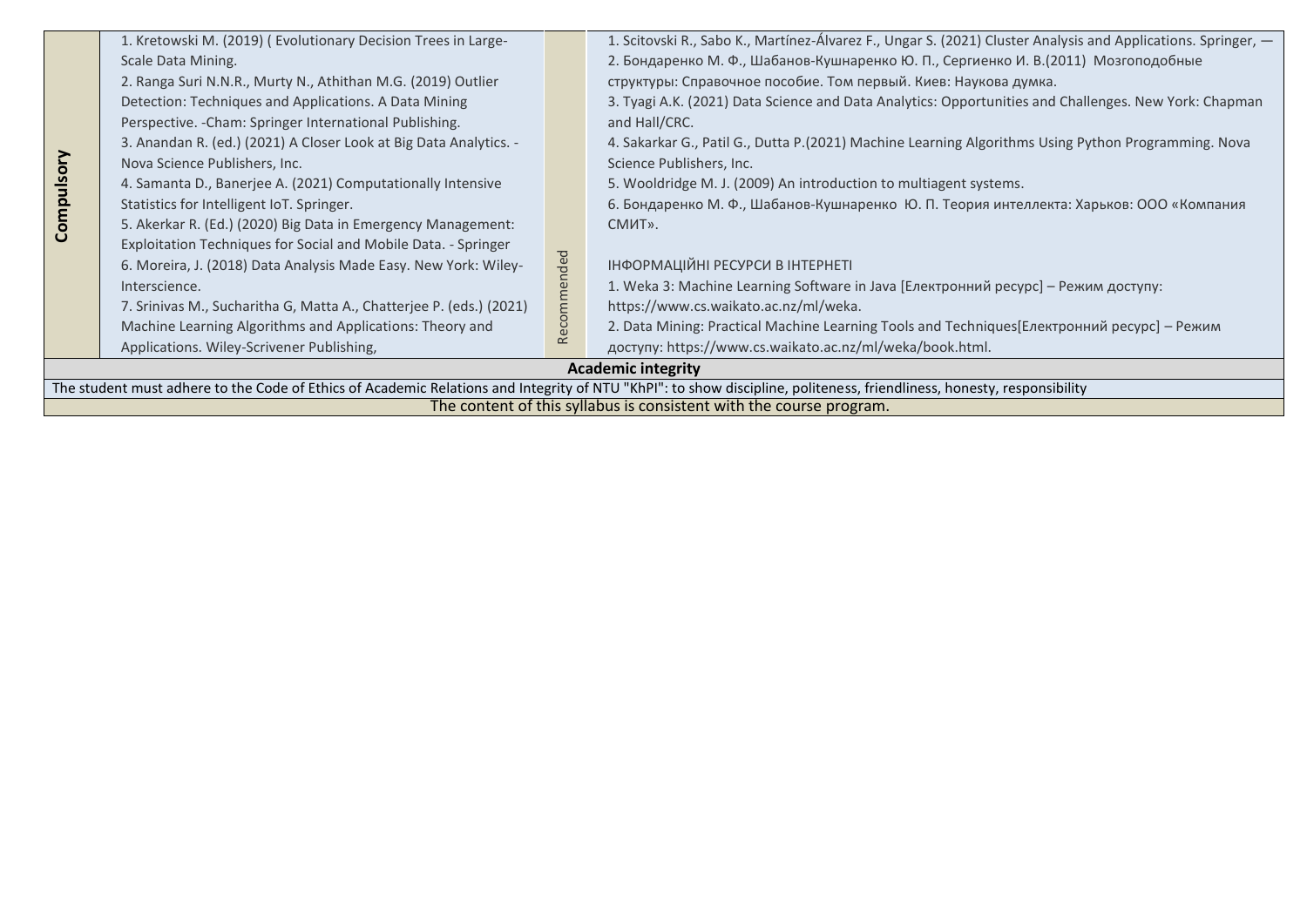| | | | |
|---|---|---|---|
| **Compulsory** | 1. Kretowski M. (2019) ( Evolutionary Decision Trees in Large-Scale Data Mining.<br>2. Ranga Suri N.N.R., Murty N., Athithan M.G. (2019) Outlier Detection: Techniques and Applications. A Data Mining Perspective. -Cham: Springer International Publishing.<br>3. Anandan R. (ed.) (2021) A Closer Look at Big Data Analytics. - Nova Science Publishers, Inc.<br>4. Samanta D., Banerjee A. (2021) Computationally Intensive Statistics for Intelligent IoT. Springer.<br>5. Akerkar R. (Ed.) (2020) Big Data in Emergency Management: Exploitation Techniques for Social and Mobile Data. - Springer<br>6. Moreira, J. (2018) Data Analysis Made Easy. New York: Wiley-Interscience.<br>7. Srinivas M., Sucharitha G, Matta A., Chatterjee P. (eds.) (2021) Machine Learning Algorithms and Applications: Theory and Applications. Wiley-Scrivener Publishing, | Recommended | 1. Scitovski R., Sabo K., Martínez-Álvarez F., Ungar S. (2021) Cluster Analysis and Applications. Springer, —<br>2. Бондаренко М. Ф., Шабанов-Кушнаренко Ю. П., Сергиенко И. В.(2011) Мозгоподобные структуры: Справочное пособие. Том первый. Киев: Наукова думка.<br>3. Tyagi A.K. (2021) Data Science and Data Analytics: Opportunities and Challenges. New York: Chapman and Hall/CRC.<br>4. Sakarkar G., Patil G., Dutta P.(2021) Machine Learning Algorithms Using Python Programming. Nova Science Publishers, Inc.<br>5. Wooldridge M. J. (2009) An introduction to multiagent systems.<br>6. Бондаренко М. Ф., Шабанов-Кушнаренко Ю. П. Теория интеллекта: Харьков: ООО «Компания СМИТ».<br><br>ІНФОРМАЦІЙНІ РЕСУРСИ В ІНТЕРНЕТІ<br>1. Weka 3: Machine Learning Software in Java [Електронний ресурс] – Режим доступу: https://www.cs.waikato.ac.nz/ml/weka.<br>2. Data Mining: Practical Machine Learning Tools and Techniques[Електронний ресурс] – Режим доступу: https://www.cs.waikato.ac.nz/ml/weka/book.html. |

**Academic integrity**

The student must adhere to the Code of Ethics of Academic Relations and Integrity of NTU "KhPI": to show discipline, politeness, friendliness, honesty, responsibility

The content of this syllabus is consistent with the course program.